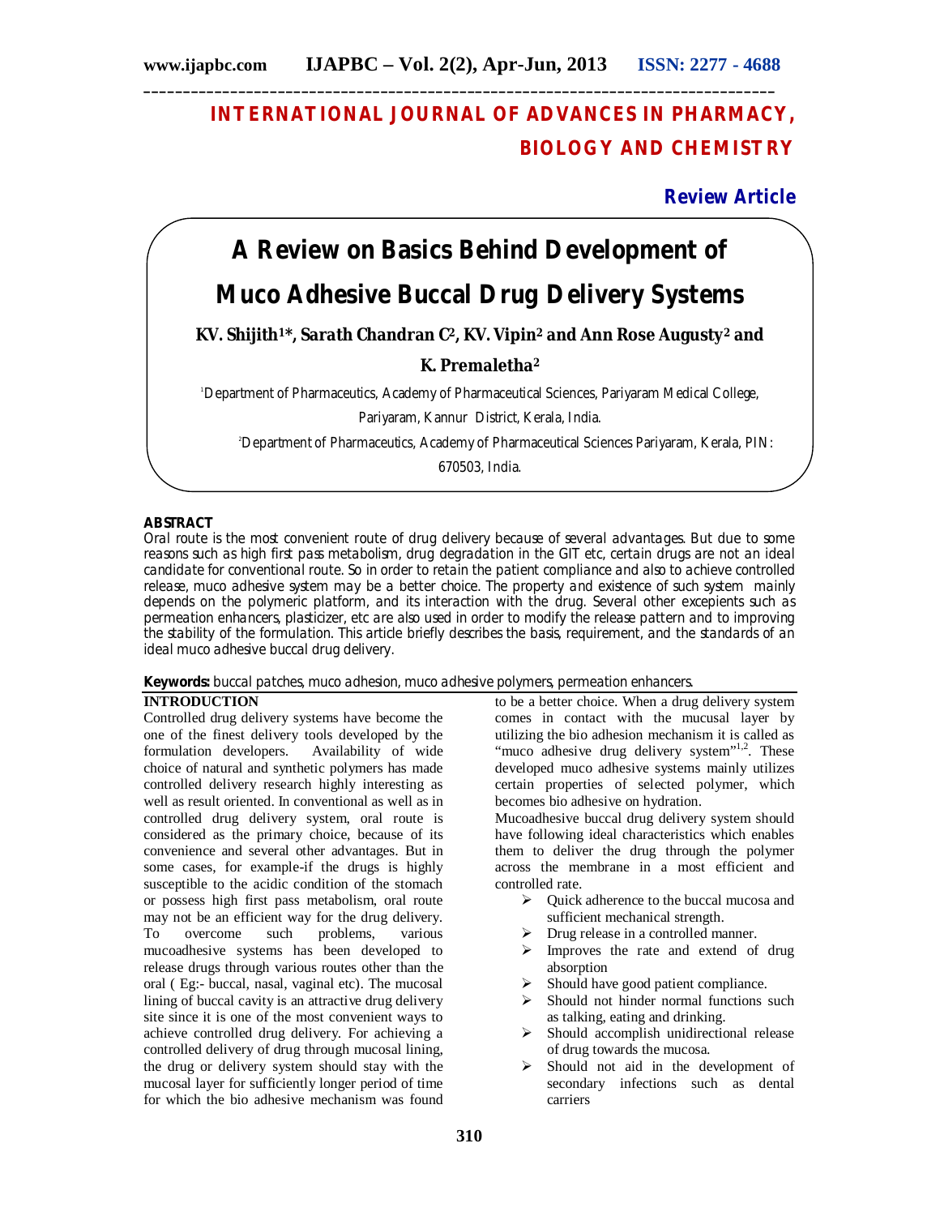# INTERNATIONAL JOURNAL OF ADVANCES IN PHARMACY, BIOLOGY AND CHEMISTRY

**Review Article**

# A Review on Basics Behind Development of Muco Adhesive Buccal Drug Delivery Systems

**KV. Shijith[1]*, Sarath Chandran C[2], KV. Vipin[2] and Ann Rose Augusty[2] and K. Premaletha[2]**

[1]Department of Pharmaceutics, Academy of Pharmaceutical Sciences, Pariyaram Medical College, Pariyaram, Kannur District, Kerala, India.

[2]Department of Pharmaceutics, Academy of Pharmaceutical Sciences Pariyaram, Kerala, PIN: 670503, India.

## ABSTRACT

*Oral route is the most convenient route of drug delivery because of several advantages. But due to some reasons such as high first pass metabolism, drug degradation in the GIT etc, certain drugs are not an ideal candidate for conventional route. So in order to retain the patient compliance and also to achieve controlled release, muco adhesive system may be a better choice. The property and existence of such system mainly depends on the polymeric platform, and its interaction with the drug. Several other excepients such as permeation enhancers, plasticizer, etc are also used in order to modify the release pattern and to improving the stability of the formulation. This article briefly describes the basis, requirement, and the standards of an ideal muco adhesive buccal drug delivery.*

**Keywords:** *buccal patches, muco adhesion, muco adhesive polymers, permeation enhancers.*

## INTRODUCTION

Controlled drug delivery systems have become the one of the finest delivery tools developed by the formulation developers. Availability of wide choice of natural and synthetic polymers has made controlled delivery research highly interesting as well as result oriented. In conventional as well as in controlled drug delivery system, oral route is considered as the primary choice, because of its convenience and several other advantages. But in some cases, for example-if the drugs is highly susceptible to the acidic condition of the stomach or possess high first pass metabolism, oral route may not be an efficient way for the drug delivery. To overcome such problems, various mucoadhesive systems has been developed to release drugs through various routes other than the oral ( Eg:- buccal, nasal, vaginal etc). The mucosal lining of buccal cavity is an attractive drug delivery site since it is one of the most convenient ways to achieve controlled drug delivery. For achieving a controlled delivery of drug through mucosal lining, the drug or delivery system should stay with the mucosal layer for sufficiently longer period of time for which the bio adhesive mechanism was found to be a better choice. When a drug delivery system comes in contact with the mucusal layer by utilizing the bio adhesion mechanism it is called as "muco adhesive drug delivery system"[1,2]. These developed muco adhesive systems mainly utilizes certain properties of selected polymer, which becomes bio adhesive on hydration.

Mucoadhesive buccal drug delivery system should have following ideal characteristics which enables them to deliver the drug through the polymer across the membrane in a most efficient and controlled rate.

- Quick adherence to the buccal mucosa and sufficient mechanical strength.
- Drug release in a controlled manner.
- Improves the rate and extend of drug absorption
- Should have good patient compliance.
- Should not hinder normal functions such as talking, eating and drinking.
- Should accomplish unidirectional release of drug towards the mucosa.
- Should not aid in the development of secondary infections such as dental carriers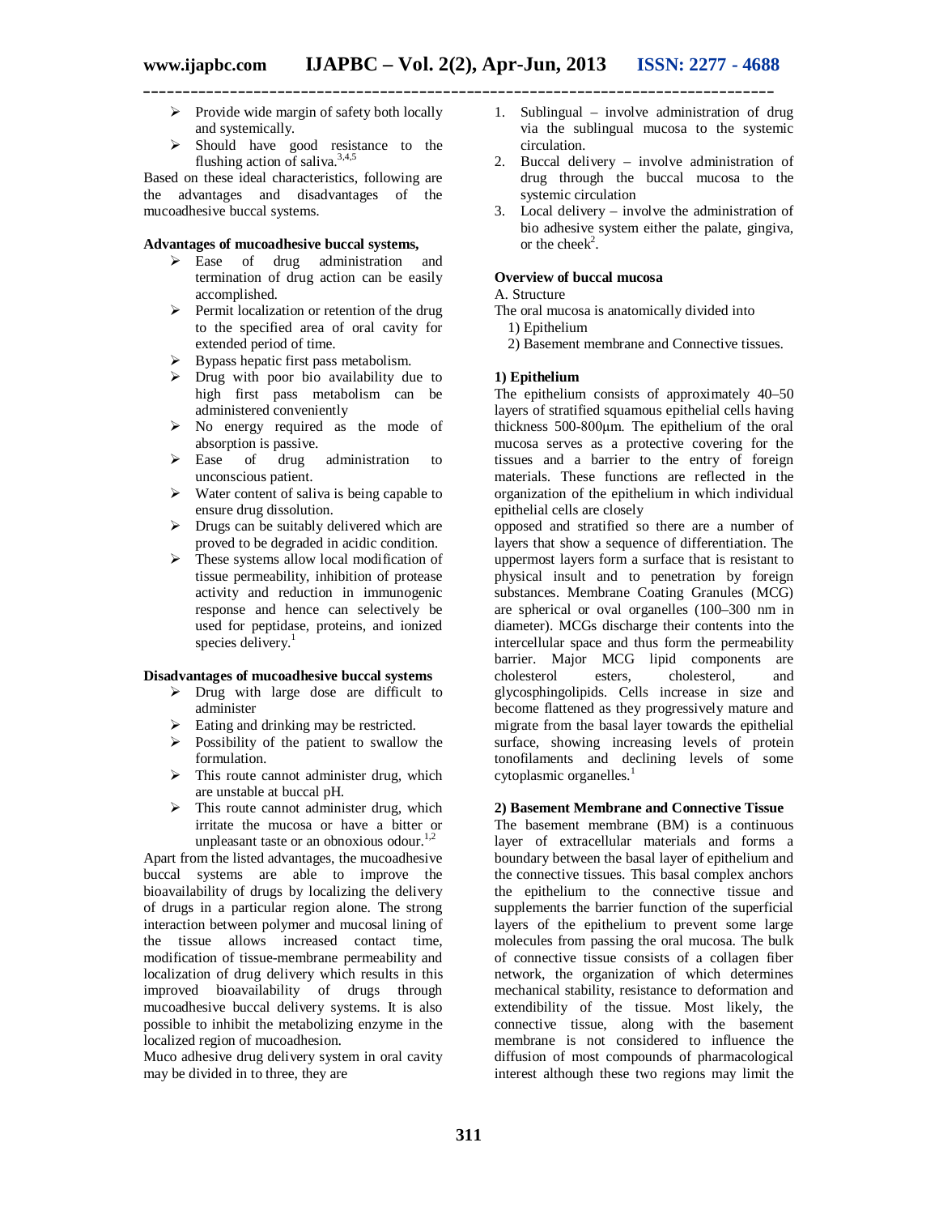- Provide wide margin of safety both locally and systemically.
- Should have good resistance to the flushing action of saliva.[3,4,5]

Based on these ideal characteristics, following are the advantages and disadvantages of the mucoadhesive buccal systems.

**Advantages of mucoadhesive buccal systems,**

- Ease of drug administration and termination of drug action can be easily accomplished.
- Permit localization or retention of the drug to the specified area of oral cavity for extended period of time.
- Bypass hepatic first pass metabolism.
- Drug with poor bio availability due to high first pass metabolism can be administered conveniently
- No energy required as the mode of absorption is passive.
- Ease of drug administration to unconscious patient.
- Water content of saliva is being capable to ensure drug dissolution.
- Drugs can be suitably delivered which are proved to be degraded in acidic condition.
- These systems allow local modification of tissue permeability, inhibition of protease activity and reduction in immunogenic response and hence can selectively be used for peptidase, proteins, and ionized species delivery.[1]

**Disadvantages of mucoadhesive buccal systems**

- Drug with large dose are difficult to administer
- Eating and drinking may be restricted.
- Possibility of the patient to swallow the formulation.
- This route cannot administer drug, which are unstable at buccal pH.
- This route cannot administer drug, which irritate the mucosa or have a bitter or unpleasant taste or an obnoxious odour.[1,2]

Apart from the listed advantages, the mucoadhesive buccal systems are able to improve the bioavailability of drugs by localizing the delivery of drugs in a particular region alone. The strong interaction between polymer and mucosal lining of the tissue allows increased contact time, modification of tissue-membrane permeability and localization of drug delivery which results in this improved bioavailability of drugs through mucoadhesive buccal delivery systems. It is also possible to inhibit the metabolizing enzyme in the localized region of mucoadhesion.

Muco adhesive drug delivery system in oral cavity may be divided in to three, they are

1. Sublingual – involve administration of drug via the sublingual mucosa to the systemic circulation.
2. Buccal delivery – involve administration of drug through the buccal mucosa to the systemic circulation
3. Local delivery – involve the administration of bio adhesive system either the palate, gingiva, or the cheek[2].

**Overview of buccal mucosa**

A. Structure

The oral mucosa is anatomically divided into

1) Epithelium
2) Basement membrane and Connective tissues.

**1) Epithelium**

The epithelium consists of approximately 40–50 layers of stratified squamous epithelial cells having thickness 500-800μm. The epithelium of the oral mucosa serves as a protective covering for the tissues and a barrier to the entry of foreign materials. These functions are reflected in the organization of the epithelium in which individual epithelial cells are closely opposed and stratified so there are a number of layers that show a sequence of differentiation. The uppermost layers form a surface that is resistant to physical insult and to penetration by foreign substances. Membrane Coating Granules (MCG) are spherical or oval organelles (100–300 nm in diameter). MCGs discharge their contents into the intercellular space and thus form the permeability barrier. Major MCG lipid components are cholesterol esters, cholesterol, and glycosphingolipids. Cells increase in size and become flattened as they progressively mature and migrate from the basal layer towards the epithelial surface, showing increasing levels of protein tonofilaments and declining levels of some cytoplasmic organelles.[1]

**2) Basement Membrane and Connective Tissue**

The basement membrane (BM) is a continuous layer of extracellular materials and forms a boundary between the basal layer of epithelium and the connective tissues. This basal complex anchors the epithelium to the connective tissue and supplements the barrier function of the superficial layers of the epithelium to prevent some large molecules from passing the oral mucosa. The bulk of connective tissue consists of a collagen fiber network, the organization of which determines mechanical stability, resistance to deformation and extendibility of the tissue. Most likely, the connective tissue, along with the basement membrane is not considered to influence the diffusion of most compounds of pharmacological interest although these two regions may limit the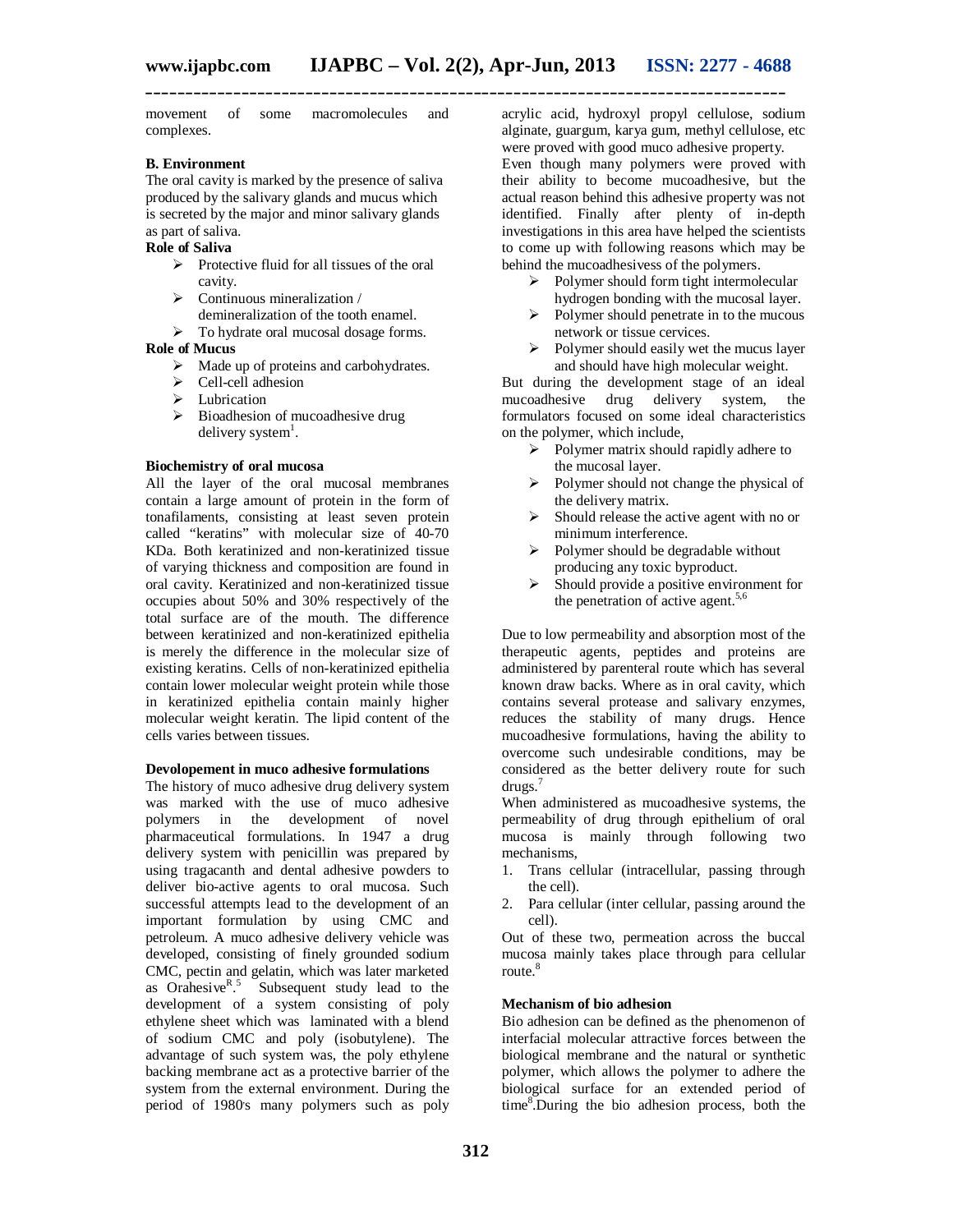movement of some macromolecules and complexes.

**B. Environment**

The oral cavity is marked by the presence of saliva produced by the salivary glands and mucus which is secreted by the major and minor salivary glands as part of saliva.

**Role of Saliva**

- Protective fluid for all tissues of the oral cavity.
- Continuous mineralization / demineralization of the tooth enamel.
- To hydrate oral mucosal dosage forms.

**Role of Mucus**

- Made up of proteins and carbohydrates.
- Cell-cell adhesion
- Lubrication
- Bioadhesion of mucoadhesive drug delivery system[1].

**Biochemistry of oral mucosa**

All the layer of the oral mucosal membranes contain a large amount of protein in the form of tonafilaments, consisting at least seven protein called "keratins" with molecular size of 40-70 KDa. Both keratinized and non-keratinized tissue of varying thickness and composition are found in oral cavity. Keratinized and non-keratinized tissue occupies about 50% and 30% respectively of the total surface are of the mouth. The difference between keratinized and non-keratinized epithelia is merely the difference in the molecular size of existing keratins. Cells of non-keratinized epithelia contain lower molecular weight protein while those in keratinized epithelia contain mainly higher molecular weight keratin. The lipid content of the cells varies between tissues.

**Devolopement in muco adhesive formulations**

The history of muco adhesive drug delivery system was marked with the use of muco adhesive polymers in the development of novel pharmaceutical formulations. In 1947 a drug delivery system with penicillin was prepared by using tragacanth and dental adhesive powders to deliver bio-active agents to oral mucosa. Such successful attempts lead to the development of an important formulation by using CMC and petroleum. A muco adhesive delivery vehicle was developed, consisting of finely grounded sodium CMC, pectin and gelatin, which was later marketed as Orahesive[R].[5] Subsequent study lead to the development of a system consisting of poly ethylene sheet which was laminated with a blend of sodium CMC and poly (isobutylene). The advantage of such system was, the poly ethylene backing membrane act as a protective barrier of the system from the external environment. During the period of 1980's many polymers such as poly acrylic acid, hydroxyl propyl cellulose, sodium alginate, guargum, karya gum, methyl cellulose, etc were proved with good muco adhesive property.

Even though many polymers were proved with their ability to become mucoadhesive, but the actual reason behind this adhesive property was not identified. Finally after plenty of in-depth investigations in this area have helped the scientists to come up with following reasons which may be behind the mucoadhesivess of the polymers.

- Polymer should form tight intermolecular hydrogen bonding with the mucosal layer.
- Polymer should penetrate in to the mucous network or tissue cervices.
- Polymer should easily wet the mucus layer and should have high molecular weight.

But during the development stage of an ideal mucoadhesive drug delivery system, the formulators focused on some ideal characteristics on the polymer, which include,

- Polymer matrix should rapidly adhere to the mucosal layer.
- Polymer should not change the physical of the delivery matrix.
- Should release the active agent with no or minimum interference.
- Polymer should be degradable without producing any toxic byproduct.
- Should provide a positive environment for the penetration of active agent.[5,6]

Due to low permeability and absorption most of the therapeutic agents, peptides and proteins are administered by parenteral route which has several known draw backs. Where as in oral cavity, which contains several protease and salivary enzymes, reduces the stability of many drugs. Hence mucoadhesive formulations, having the ability to overcome such undesirable conditions, may be considered as the better delivery route for such drugs.[7]

When administered as mucoadhesive systems, the permeability of drug through epithelium of oral mucosa is mainly through following two mechanisms,

1. Trans cellular (intracellular, passing through the cell).
2. Para cellular (inter cellular, passing around the cell).

Out of these two, permeation across the buccal mucosa mainly takes place through para cellular route.[8]

**Mechanism of bio adhesion**

Bio adhesion can be defined as the phenomenon of interfacial molecular attractive forces between the biological membrane and the natural or synthetic polymer, which allows the polymer to adhere the biological surface for an extended period of time[8].During the bio adhesion process, both the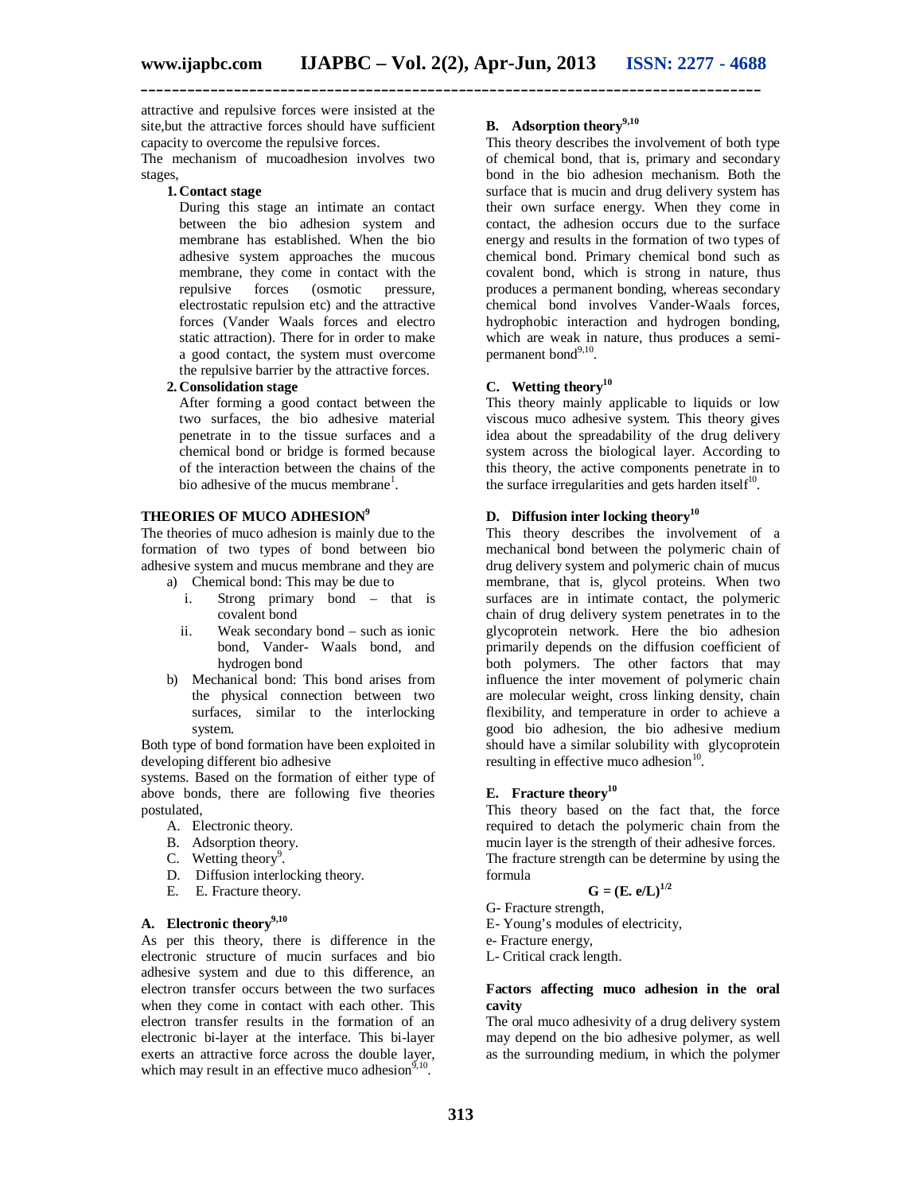attractive and repulsive forces were insisted at the site,but the attractive forces should have sufficient capacity to overcome the repulsive forces.

The mechanism of mucoadhesion involves two stages,

1. **Contact stage**
   During this stage an intimate an contact between the bio adhesion system and membrane has established. When the bio adhesive system approaches the mucous membrane, they come in contact with the repulsive forces (osmotic pressure, electrostatic repulsion etc) and the attractive forces (Vander Waals forces and electro static attraction). There for in order to make a good contact, the system must overcome the repulsive barrier by the attractive forces.
2. **Consolidation stage**
   After forming a good contact between the two surfaces, the bio adhesive material penetrate in to the tissue surfaces and a chemical bond or bridge is formed because of the interaction between the chains of the bio adhesive of the mucus membrane[1].

## THEORIES OF MUCO ADHESION[9]

The theories of muco adhesion is mainly due to the formation of two types of bond between bio adhesive system and mucus membrane and they are

a) Chemical bond: This may be due to
   i. Strong primary bond – that is covalent bond
   ii. Weak secondary bond – such as ionic bond, Vander- Waals bond, and hydrogen bond
b) Mechanical bond: This bond arises from the physical connection between two surfaces, similar to the interlocking system.

Both type of bond formation have been exploited in developing different bio adhesive systems. Based on the formation of either type of above bonds, there are following five theories postulated,

A. Electronic theory.
B. Adsorption theory.
C. Wetting theory[9].
D. Diffusion interlocking theory.
E. E. Fracture theory.

### A. Electronic theory[9,10]

As per this theory, there is difference in the electronic structure of mucin surfaces and bio adhesive system and due to this difference, an electron transfer occurs between the two surfaces when they come in contact with each other. This electron transfer results in the formation of an electronic bi-layer at the interface. This bi-layer exerts an attractive force across the double layer, which may result in an effective muco adhesion[9,10].

### B. Adsorption theory[9,10]

This theory describes the involvement of both type of chemical bond, that is, primary and secondary bond in the bio adhesion mechanism. Both the surface that is mucin and drug delivery system has their own surface energy. When they come in contact, the adhesion occurs due to the surface energy and results in the formation of two types of chemical bond. Primary chemical bond such as covalent bond, which is strong in nature, thus produces a permanent bonding, whereas secondary chemical bond involves Vander-Waals forces, hydrophobic interaction and hydrogen bonding, which are weak in nature, thus produces a semi-permanent bond[9,10].

### C. Wetting theory[10]

This theory mainly applicable to liquids or low viscous muco adhesive system. This theory gives idea about the spreadability of the drug delivery system across the biological layer. According to this theory, the active components penetrate in to the surface irregularities and gets harden itself[10].

### D. Diffusion inter locking theory[10]

This theory describes the involvement of a mechanical bond between the polymeric chain of drug delivery system and polymeric chain of mucus membrane, that is, glycol proteins. When two surfaces are in intimate contact, the polymeric chain of drug delivery system penetrates in to the glycoprotein network. Here the bio adhesion primarily depends on the diffusion coefficient of both polymers. The other factors that may influence the inter movement of polymeric chain are molecular weight, cross linking density, chain flexibility, and temperature in order to achieve a good bio adhesion, the bio adhesive medium should have a similar solubility with glycoprotein resulting in effective muco adhesion[10].

### E. Fracture theory[10]

This theory based on the fact that, the force required to detach the polymeric chain from the mucin layer is the strength of their adhesive forces. The fracture strength can be determine by using the formula

$$G = (E.\ e/L)^{1/2}$$

G- Fracture strength,
E- Young's modules of electricity,
e- Fracture energy,
L- Critical crack length.

**Factors affecting muco adhesion in the oral cavity**

The oral muco adhesivity of a drug delivery system may depend on the bio adhesive polymer, as well as the surrounding medium, in which the polymer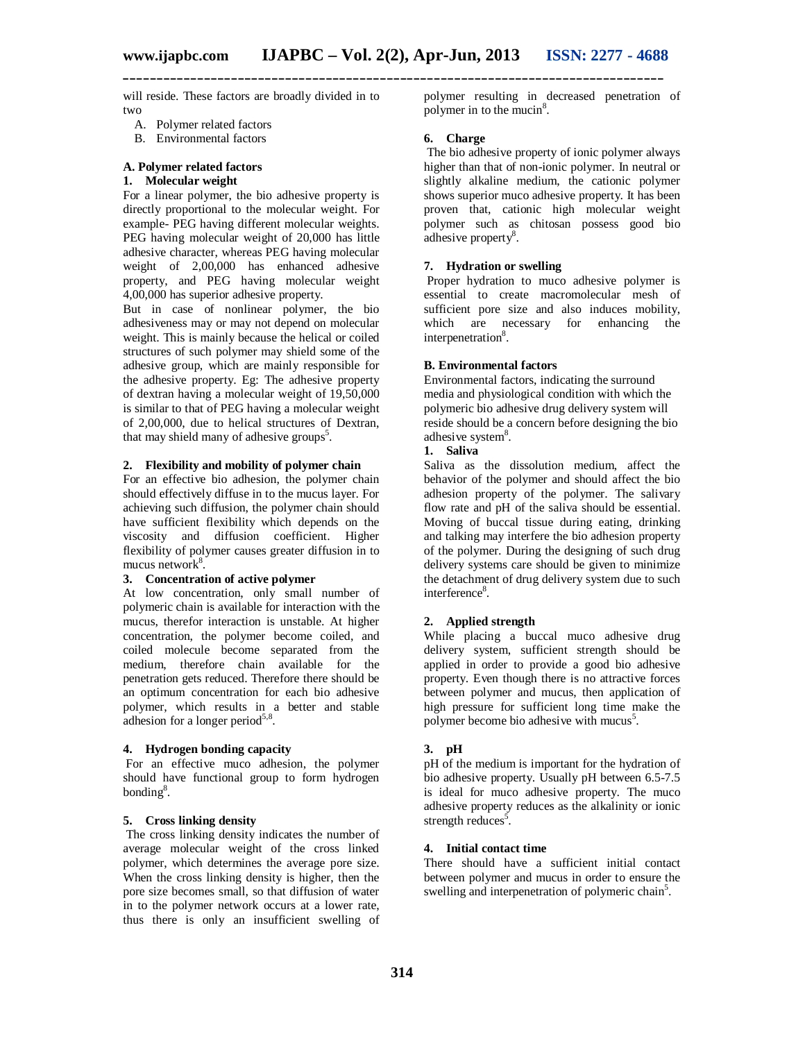will reside. These factors are broadly divided in to two

A. Polymer related factors
B. Environmental factors

### A. Polymer related factors

#### 1. Molecular weight

For a linear polymer, the bio adhesive property is directly proportional to the molecular weight. For example- PEG having different molecular weights. PEG having molecular weight of 20,000 has little adhesive character, whereas PEG having molecular weight of 2,00,000 has enhanced adhesive property, and PEG having molecular weight 4,00,000 has superior adhesive property.

But in case of nonlinear polymer, the bio adhesiveness may or may not depend on molecular weight. This is mainly because the helical or coiled structures of such polymer may shield some of the adhesive group, which are mainly responsible for the adhesive property. Eg: The adhesive property of dextran having a molecular weight of 19,50,000 is similar to that of PEG having a molecular weight of 2,00,000, due to helical structures of Dextran, that may shield many of adhesive groups[5].

#### 2. Flexibility and mobility of polymer chain

For an effective bio adhesion, the polymer chain should effectively diffuse in to the mucus layer. For achieving such diffusion, the polymer chain should have sufficient flexibility which depends on the viscosity and diffusion coefficient. Higher flexibility of polymer causes greater diffusion in to mucus network[8].

#### 3. Concentration of active polymer

At low concentration, only small number of polymeric chain is available for interaction with the mucus, therefor interaction is unstable. At higher concentration, the polymer become coiled, and coiled molecule become separated from the medium, therefore chain available for the penetration gets reduced. Therefore there should be an optimum concentration for each bio adhesive polymer, which results in a better and stable adhesion for a longer period[5,8].

#### 4. Hydrogen bonding capacity

For an effective muco adhesion, the polymer should have functional group to form hydrogen bonding[8].

#### 5. Cross linking density

The cross linking density indicates the number of average molecular weight of the cross linked polymer, which determines the average pore size. When the cross linking density is higher, then the pore size becomes small, so that diffusion of water in to the polymer network occurs at a lower rate, thus there is only an insufficient swelling of polymer resulting in decreased penetration of polymer in to the mucin[8].

#### 6. Charge

The bio adhesive property of ionic polymer always higher than that of non-ionic polymer. In neutral or slightly alkaline medium, the cationic polymer shows superior muco adhesive property. It has been proven that, cationic high molecular weight polymer such as chitosan possess good bio adhesive property[8].

#### 7. Hydration or swelling

Proper hydration to muco adhesive polymer is essential to create macromolecular mesh of sufficient pore size and also induces mobility, which are necessary for enhancing the interpenetration[8].

### B. Environmental factors

Environmental factors, indicating the surround media and physiological condition with which the polymeric bio adhesive drug delivery system will reside should be a concern before designing the bio adhesive system[8].

#### 1. Saliva

Saliva as the dissolution medium, affect the behavior of the polymer and should affect the bio adhesion property of the polymer. The salivary flow rate and pH of the saliva should be essential. Moving of buccal tissue during eating, drinking and talking may interfere the bio adhesion property of the polymer. During the designing of such drug delivery systems care should be given to minimize the detachment of drug delivery system due to such interference[8].

#### 2. Applied strength

While placing a buccal muco adhesive drug delivery system, sufficient strength should be applied in order to provide a good bio adhesive property. Even though there is no attractive forces between polymer and mucus, then application of high pressure for sufficient long time make the polymer become bio adhesive with mucus[5].

#### 3. pH

pH of the medium is important for the hydration of bio adhesive property. Usually pH between 6.5-7.5 is ideal for muco adhesive property. The muco adhesive property reduces as the alkalinity or ionic strength reduces[5].

#### 4. Initial contact time

There should have a sufficient initial contact between polymer and mucus in order to ensure the swelling and interpenetration of polymeric chain[5].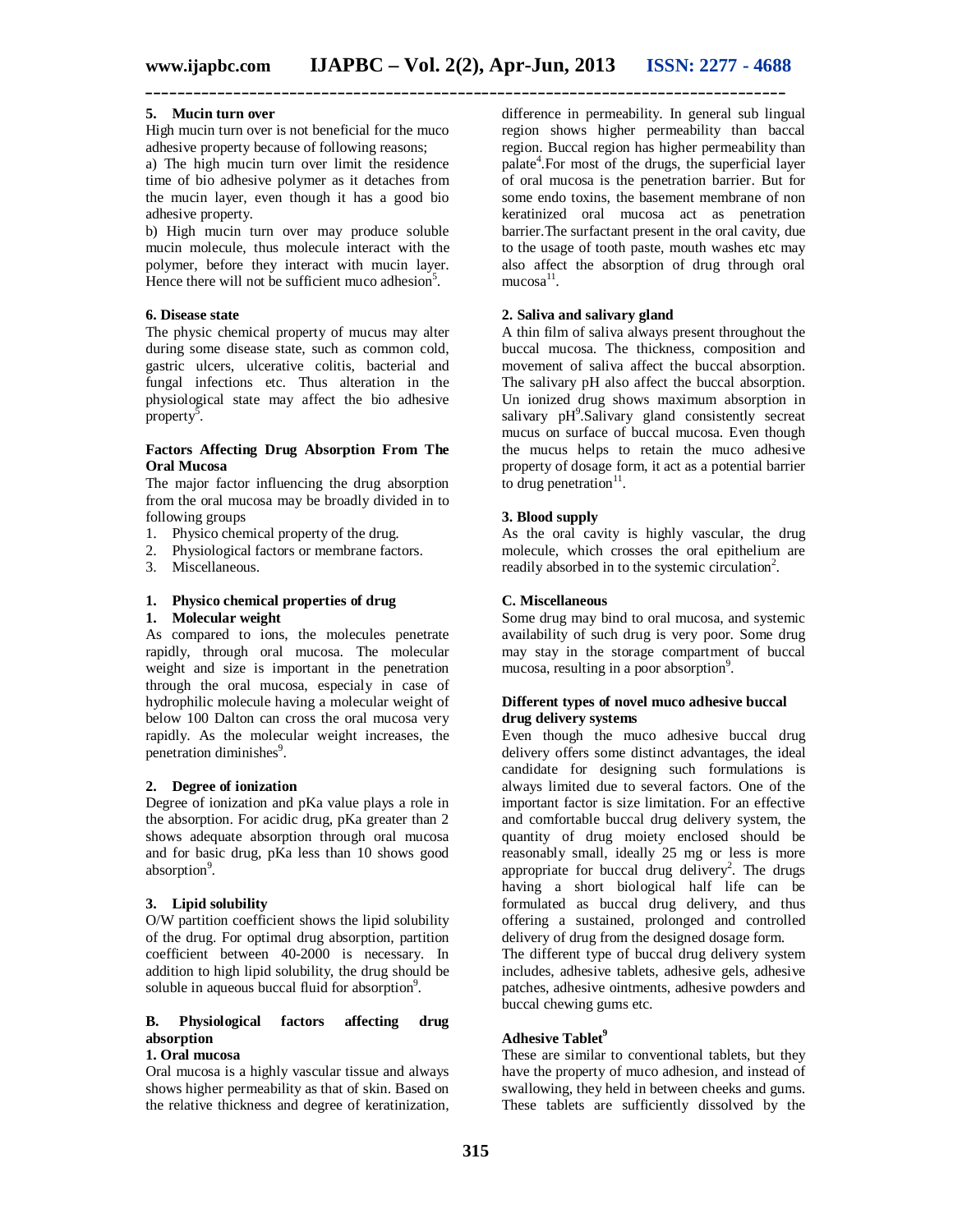#### 5. Mucin turn over

High mucin turn over is not beneficial for the muco adhesive property because of following reasons;

a) The high mucin turn over limit the residence time of bio adhesive polymer as it detaches from the mucin layer, even though it has a good bio adhesive property.

b) High mucin turn over may produce soluble mucin molecule, thus molecule interact with the polymer, before they interact with mucin layer. Hence there will not be sufficient muco adhesion[5].

#### 6. Disease state

The physic chemical property of mucus may alter during some disease state, such as common cold, gastric ulcers, ulcerative colitis, bacterial and fungal infections etc. Thus alteration in the physiological state may affect the bio adhesive property[5].

### Factors Affecting Drug Absorption From The Oral Mucosa

The major factor influencing the drug absorption from the oral mucosa may be broadly divided in to following groups

1. Physico chemical property of the drug.
2. Physiological factors or membrane factors.
3. Miscellaneous.

#### 1. Physico chemical properties of drug

#### 1. Molecular weight

As compared to ions, the molecules penetrate rapidly, through oral mucosa. The molecular weight and size is important in the penetration through the oral mucosa, especialy in case of hydrophilic molecule having a molecular weight of below 100 Dalton can cross the oral mucosa very rapidly. As the molecular weight increases, the penetration diminishes[9].

#### 2. Degree of ionization

Degree of ionization and pKa value plays a role in the absorption. For acidic drug, pKa greater than 2 shows adequate absorption through oral mucosa and for basic drug, pKa less than 10 shows good absorption[9].

#### 3. Lipid solubility

O/W partition coefficient shows the lipid solubility of the drug. For optimal drug absorption, partition coefficient between 40-2000 is necessary. In addition to high lipid solubility, the drug should be soluble in aqueous buccal fluid for absorption[9].

#### B. Physiological factors affecting drug absorption

#### 1. Oral mucosa

Oral mucosa is a highly vascular tissue and always shows higher permeability as that of skin. Based on the relative thickness and degree of keratinization, difference in permeability. In general sub lingual region shows higher permeability than baccal region. Buccal region has higher permeability than palate[4].For most of the drugs, the superficial layer of oral mucosa is the penetration barrier. But for some endo toxins, the basement membrane of non keratinized oral mucosa act as penetration barrier.The surfactant present in the oral cavity, due to the usage of tooth paste, mouth washes etc may also affect the absorption of drug through oral mucosa[11].

#### 2. Saliva and salivary gland

A thin film of saliva always present throughout the buccal mucosa. The thickness, composition and movement of saliva affect the buccal absorption. The salivary pH also affect the buccal absorption. Un ionized drug shows maximum absorption in salivary pH[9].Salivary gland consistently secreat mucus on surface of buccal mucosa. Even though the mucus helps to retain the muco adhesive property of dosage form, it act as a potential barrier to drug penetration[11].

#### 3. Blood supply

As the oral cavity is highly vascular, the drug molecule, which crosses the oral epithelium are readily absorbed in to the systemic circulation[2].

#### C. Miscellaneous

Some drug may bind to oral mucosa, and systemic availability of such drug is very poor. Some drug may stay in the storage compartment of buccal mucosa, resulting in a poor absorption[9].

### Different types of novel muco adhesive buccal drug delivery systems

Even though the muco adhesive buccal drug delivery offers some distinct advantages, the ideal candidate for designing such formulations is always limited due to several factors. One of the important factor is size limitation. For an effective and comfortable buccal drug delivery system, the quantity of drug moiety enclosed should be reasonably small, ideally 25 mg or less is more appropriate for buccal drug delivery[2]. The drugs having a short biological half life can be formulated as buccal drug delivery, and thus offering a sustained, prolonged and controlled delivery of drug from the designed dosage form.

The different type of buccal drug delivery system includes, adhesive tablets, adhesive gels, adhesive patches, adhesive ointments, adhesive powders and buccal chewing gums etc.

#### Adhesive Tablet[9]

These are similar to conventional tablets, but they have the property of muco adhesion, and instead of swallowing, they held in between cheeks and gums. These tablets are sufficiently dissolved by the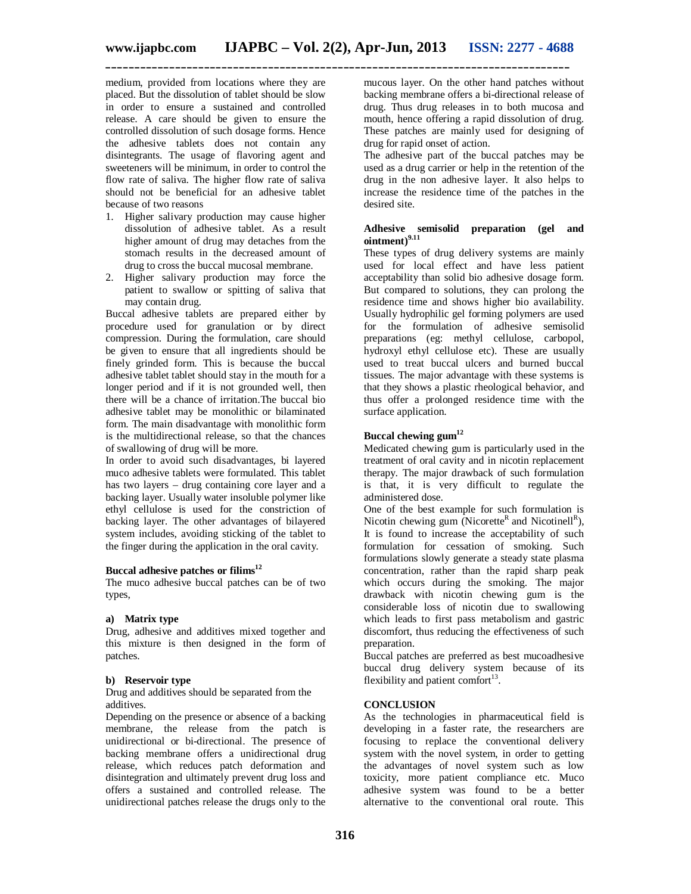medium, provided from locations where they are placed. But the dissolution of tablet should be slow in order to ensure a sustained and controlled release. A care should be given to ensure the controlled dissolution of such dosage forms. Hence the adhesive tablets does not contain any disintegrants. The usage of flavoring agent and sweeteners will be minimum, in order to control the flow rate of saliva. The higher flow rate of saliva should not be beneficial for an adhesive tablet because of two reasons

1. Higher salivary production may cause higher dissolution of adhesive tablet. As a result higher amount of drug may detaches from the stomach results in the decreased amount of drug to cross the buccal mucosal membrane.
2. Higher salivary production may force the patient to swallow or spitting of saliva that may contain drug.

Buccal adhesive tablets are prepared either by procedure used for granulation or by direct compression. During the formulation, care should be given to ensure that all ingredients should be finely grinded form. This is because the buccal adhesive tablet tablet should stay in the mouth for a longer period and if it is not grounded well, then there will be a chance of irritation.The buccal bio adhesive tablet may be monolithic or bilaminated form. The main disadvantage with monolithic form is the multidirectional release, so that the chances of swallowing of drug will be more.

In order to avoid such disadvantages, bi layered muco adhesive tablets were formulated. This tablet has two layers – drug containing core layer and a backing layer. Usually water insoluble polymer like ethyl cellulose is used for the constriction of backing layer. The other advantages of bilayered system includes, avoiding sticking of the tablet to the finger during the application in the oral cavity.

#### Buccal adhesive patches or filims[12]

The muco adhesive buccal patches can be of two types,

**a) Matrix type**

Drug, adhesive and additives mixed together and this mixture is then designed in the form of patches.

**b) Reservoir type**

Drug and additives should be separated from the additives.

Depending on the presence or absence of a backing membrane, the release from the patch is unidirectional or bi-directional. The presence of backing membrane offers a unidirectional drug release, which reduces patch deformation and disintegration and ultimately prevent drug loss and offers a sustained and controlled release. The unidirectional patches release the drugs only to the mucous layer. On the other hand patches without backing membrane offers a bi-directional release of drug. Thus drug releases in to both mucosa and mouth, hence offering a rapid dissolution of drug. These patches are mainly used for designing of drug for rapid onset of action.

The adhesive part of the buccal patches may be used as a drug carrier or help in the retention of the drug in the non adhesive layer. It also helps to increase the residence time of the patches in the desired site.

#### Adhesive semisolid preparation (gel and ointment)[9,11]

These types of drug delivery systems are mainly used for local effect and have less patient acceptability than solid bio adhesive dosage form. But compared to solutions, they can prolong the residence time and shows higher bio availability. Usually hydrophilic gel forming polymers are used for the formulation of adhesive semisolid preparations (eg: methyl cellulose, carbopol, hydroxyl ethyl cellulose etc). These are usually used to treat buccal ulcers and burned buccal tissues. The major advantage with these systems is that they shows a plastic rheological behavior, and thus offer a prolonged residence time with the surface application.

#### Buccal chewing gum[12]

Medicated chewing gum is particularly used in the treatment of oral cavity and in nicotine replacement therapy. The major drawback of such formulation is that, it is very difficult to regulate the administered dose.

One of the best example for such formulation is Nicotin chewing gum (Nicorette[R] and Nicotinell[R]), It is found to increase the acceptability of such formulation for cessation of smoking. Such formulations slowly generate a steady state plasma concentration, rather than the rapid sharp peak which occurs during the smoking. The major drawback with nicotine chewing gum is the considerable loss of nicotine due to swallowing which leads to first pass metabolism and gastric discomfort, thus reducing the effectiveness of such preparation.

Buccal patches are preferred as best mucoadhesive buccal drug delivery system because of its flexibility and patient comfort[13].

#### CONCLUSION

As the technologies in pharmaceutical field is developing in a faster rate, the researchers are focusing to replace the conventional delivery system with the novel system, in order to getting the advantages of novel system such as low toxicity, more patient compliance etc. Muco adhesive system was found to be a better alternative to the conventional oral route. This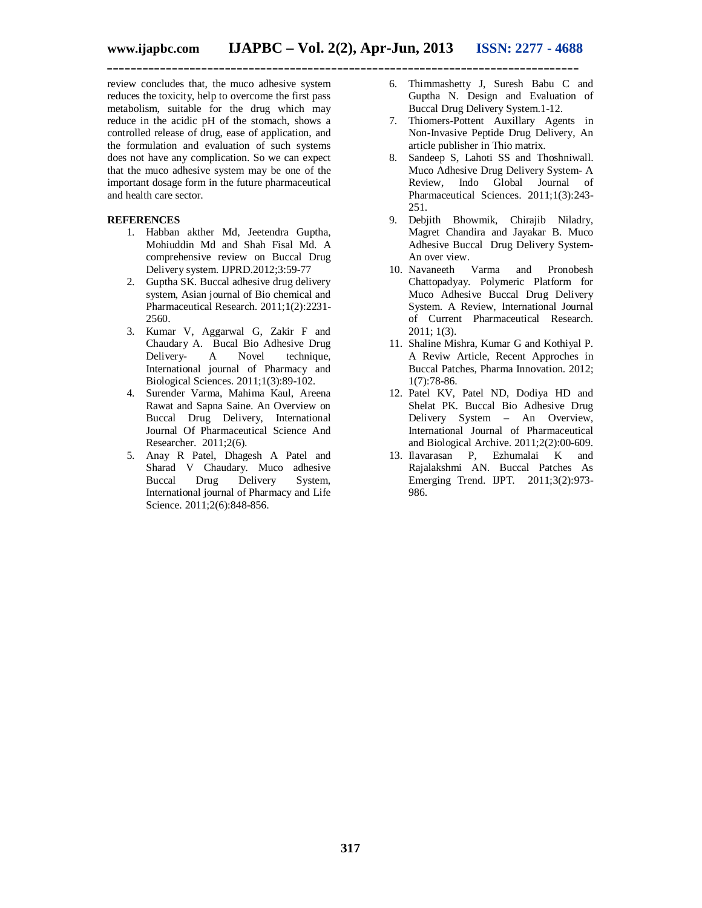review concludes that, the muco adhesive system reduces the toxicity, help to overcome the first pass metabolism, suitable for the drug which may reduce in the acidic pH of the stomach, shows a controlled release of drug, ease of application, and the formulation and evaluation of such systems does not have any complication. So we can expect that the muco adhesive system may be one of the important dosage form in the future pharmaceutical and health care sector.

## REFERENCES

1. Habban akther Md, Jeetendra Guptha, Mohiuddin Md and Shah Fisal Md. A comprehensive review on Buccal Drug Delivery system. IJPRD.2012;3:59-77
2. Guptha SK. Buccal adhesive drug delivery system, Asian journal of Bio chemical and Pharmaceutical Research. 2011;1(2):2231-2560.
3. Kumar V, Aggarwal G, Zakir F and Chaudary A. Bucal Bio Adhesive Drug Delivery- A Novel technique, International journal of Pharmacy and Biological Sciences. 2011;1(3):89-102.
4. Surender Varma, Mahima Kaul, Areena Rawat and Sapna Saine. An Overview on Buccal Drug Delivery, International Journal Of Pharmaceutical Science And Researcher. 2011;2(6).
5. Anay R Patel, Dhagesh A Patel and Sharad V Chaudary. Muco adhesive Buccal Drug Delivery System, International journal of Pharmacy and Life Science. 2011;2(6):848-856.
6. Thimmashetty J, Suresh Babu C and Guptha N. Design and Evaluation of Buccal Drug Delivery System.1-12.
7. Thiomers-Pottent Auxillary Agents in Non-Invasive Peptide Drug Delivery, An article publisher in Thio matrix.
8. Sandeep S, Lahoti SS and Thoshniwall. Muco Adhesive Drug Delivery System- A Review, Indo Global Journal of Pharmaceutical Sciences. 2011;1(3):243-251.
9. Debjith Bhowmik, Chirajib Niladry, Magret Chandira and Jayakar B. Muco Adhesive Buccal Drug Delivery System- An over view.
10. Navaneeth Varma and Pronobesh Chattopadyay. Polymeric Platform for Muco Adhesive Buccal Drug Delivery System. A Review, International Journal of Current Pharmaceutical Research. 2011; 1(3).
11. Shaline Mishra, Kumar G and Kothiyal P. A Reviw Article, Recent Approches in Buccal Patches, Pharma Innovation. 2012; 1(7):78-86.
12. Patel KV, Patel ND, Dodiya HD and Shelat PK. Buccal Bio Adhesive Drug Delivery System – An Overview, International Journal of Pharmaceutical and Biological Archive. 2011;2(2):00-609.
13. Ilavarasan P, Ezhumalai K and Rajalakshmi AN. Buccal Patches As Emerging Trend. IJPT. 2011;3(2):973-986.